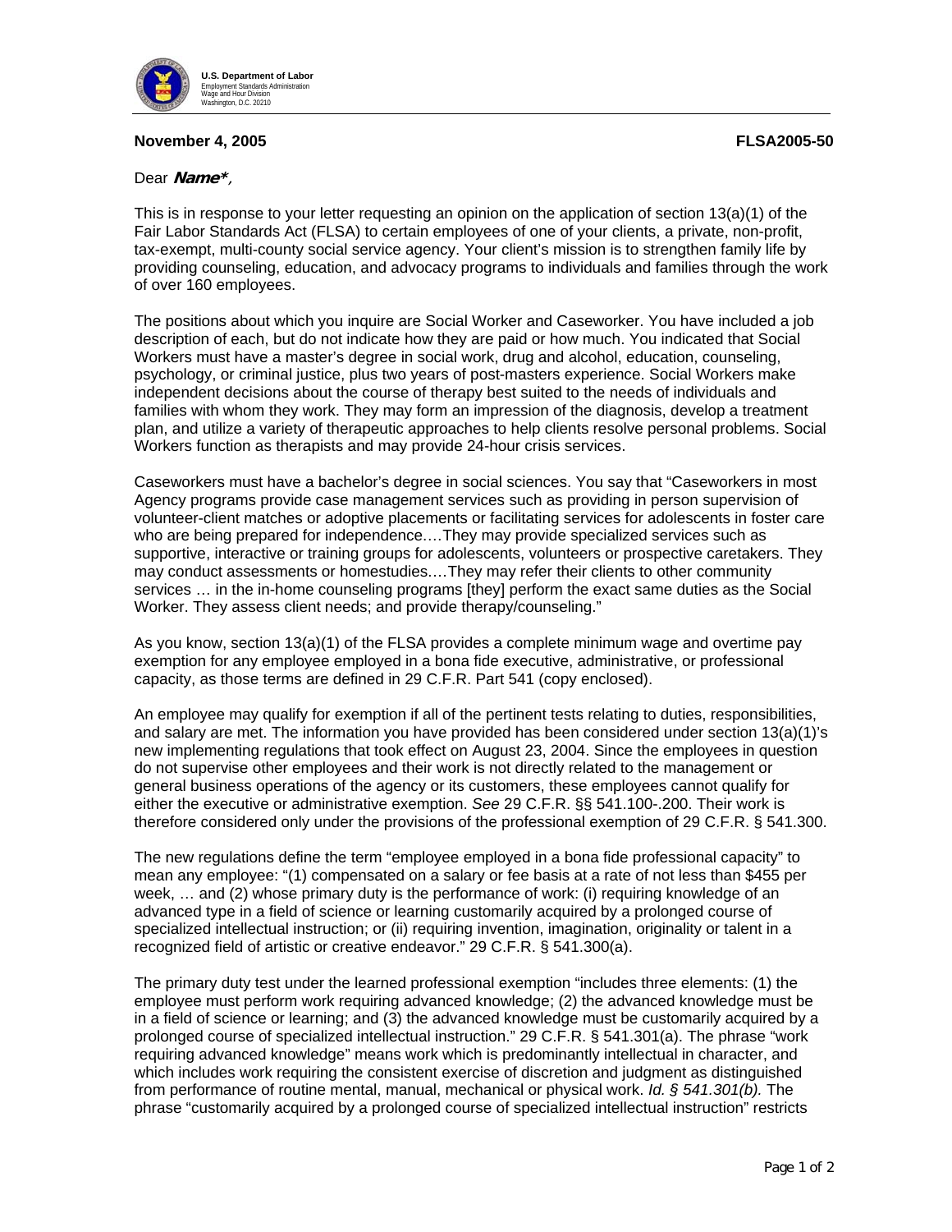**U.S. Department of Labor**
Employment Standards Administration
Wage and Hour Division
Washington, D.C. 20210

**November 4, 2005** **FLSA2005-50**

Dear ***Name****,

This is in response to your letter requesting an opinion on the application of section 13(a)(1) of the Fair Labor Standards Act (FLSA) to certain employees of one of your clients, a private, non-profit, tax-exempt, multi-county social service agency. Your client's mission is to strengthen family life by providing counseling, education, and advocacy programs to individuals and families through the work of over 160 employees.

The positions about which you inquire are Social Worker and Caseworker. You have included a job description of each, but do not indicate how they are paid or how much. You indicated that Social Workers must have a master's degree in social work, drug and alcohol, education, counseling, psychology, or criminal justice, plus two years of post-masters experience. Social Workers make independent decisions about the course of therapy best suited to the needs of individuals and families with whom they work. They may form an impression of the diagnosis, develop a treatment plan, and utilize a variety of therapeutic approaches to help clients resolve personal problems. Social Workers function as therapists and may provide 24-hour crisis services.

Caseworkers must have a bachelor's degree in social sciences. You say that "Caseworkers in most Agency programs provide case management services such as providing in person supervision of volunteer-client matches or adoptive placements or facilitating services for adolescents in foster care who are being prepared for independence.…They may provide specialized services such as supportive, interactive or training groups for adolescents, volunteers or prospective caretakers. They may conduct assessments or homestudies.…They may refer their clients to other community services … in the in-home counseling programs [they] perform the exact same duties as the Social Worker. They assess client needs; and provide therapy/counseling."

As you know, section 13(a)(1) of the FLSA provides a complete minimum wage and overtime pay exemption for any employee employed in a bona fide executive, administrative, or professional capacity, as those terms are defined in 29 C.F.R. Part 541 (copy enclosed).

An employee may qualify for exemption if all of the pertinent tests relating to duties, responsibilities, and salary are met. The information you have provided has been considered under section 13(a)(1)'s new implementing regulations that took effect on August 23, 2004. Since the employees in question do not supervise other employees and their work is not directly related to the management or general business operations of the agency or its customers, these employees cannot qualify for either the executive or administrative exemption. *See* 29 C.F.R. §§ 541.100-.200. Their work is therefore considered only under the provisions of the professional exemption of 29 C.F.R. § 541.300.

The new regulations define the term "employee employed in a bona fide professional capacity" to mean any employee: "(1) compensated on a salary or fee basis at a rate of not less than $455 per week, … and (2) whose primary duty is the performance of work: (i) requiring knowledge of an advanced type in a field of science or learning customarily acquired by a prolonged course of specialized intellectual instruction; or (ii) requiring invention, imagination, originality or talent in a recognized field of artistic or creative endeavor." 29 C.F.R. § 541.300(a).

The primary duty test under the learned professional exemption "includes three elements: (1) the employee must perform work requiring advanced knowledge; (2) the advanced knowledge must be in a field of science or learning; and (3) the advanced knowledge must be customarily acquired by a prolonged course of specialized intellectual instruction." 29 C.F.R. § 541.301(a). The phrase "work requiring advanced knowledge" means work which is predominantly intellectual in character, and which includes work requiring the consistent exercise of discretion and judgment as distinguished from performance of routine mental, manual, mechanical or physical work. *Id. § 541.301(b).* The phrase "customarily acquired by a prolonged course of specialized intellectual instruction" restricts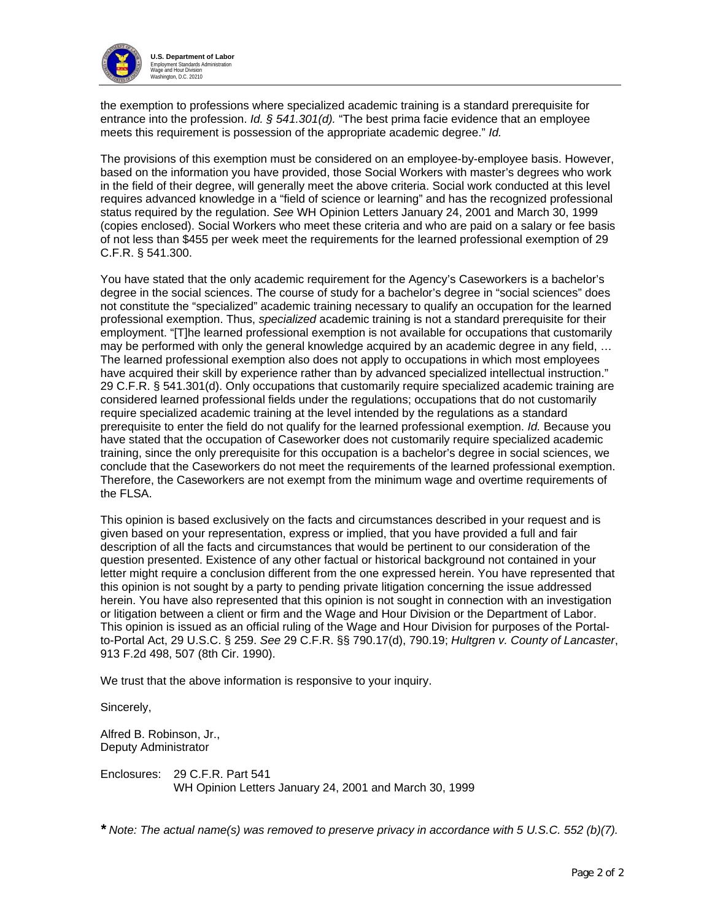the exemption to professions where specialized academic training is a standard prerequisite for entrance into the profession. *Id. § 541.301(d).* "The best prima facie evidence that an employee meets this requirement is possession of the appropriate academic degree." *Id.*

The provisions of this exemption must be considered on an employee-by-employee basis. However, based on the information you have provided, those Social Workers with master's degrees who work in the field of their degree, will generally meet the above criteria. Social work conducted at this level requires advanced knowledge in a "field of science or learning" and has the recognized professional status required by the regulation. *See* WH Opinion Letters January 24, 2001 and March 30, 1999 (copies enclosed). Social Workers who meet these criteria and who are paid on a salary or fee basis of not less than $455 per week meet the requirements for the learned professional exemption of 29 C.F.R. § 541.300.

You have stated that the only academic requirement for the Agency's Caseworkers is a bachelor's degree in the social sciences. The course of study for a bachelor's degree in "social sciences" does not constitute the "specialized" academic training necessary to qualify an occupation for the learned professional exemption. Thus, *specialized* academic training is not a standard prerequisite for their employment. "[T]he learned professional exemption is not available for occupations that customarily may be performed with only the general knowledge acquired by an academic degree in any field, … The learned professional exemption also does not apply to occupations in which most employees have acquired their skill by experience rather than by advanced specialized intellectual instruction." 29 C.F.R. § 541.301(d). Only occupations that customarily require specialized academic training are considered learned professional fields under the regulations; occupations that do not customarily require specialized academic training at the level intended by the regulations as a standard prerequisite to enter the field do not qualify for the learned professional exemption. *Id.* Because you have stated that the occupation of Caseworker does not customarily require specialized academic training, since the only prerequisite for this occupation is a bachelor's degree in social sciences, we conclude that the Caseworkers do not meet the requirements of the learned professional exemption. Therefore, the Caseworkers are not exempt from the minimum wage and overtime requirements of the FLSA.

This opinion is based exclusively on the facts and circumstances described in your request and is given based on your representation, express or implied, that you have provided a full and fair description of all the facts and circumstances that would be pertinent to our consideration of the question presented. Existence of any other factual or historical background not contained in your letter might require a conclusion different from the one expressed herein. You have represented that this opinion is not sought by a party to pending private litigation concerning the issue addressed herein. You have also represented that this opinion is not sought in connection with an investigation or litigation between a client or firm and the Wage and Hour Division or the Department of Labor. This opinion is issued as an official ruling of the Wage and Hour Division for purposes of the Portal-to-Portal Act, 29 U.S.C. § 259. *See* 29 C.F.R. §§ 790.17(d), 790.19; *Hultgren v. County of Lancaster*, 913 F.2d 498, 507 (8th Cir. 1990).

We trust that the above information is responsive to your inquiry.

Sincerely,

Alfred B. Robinson, Jr.,
Deputy Administrator

Enclosures: 29 C.F.R. Part 541
WH Opinion Letters January 24, 2001 and March 30, 1999

***** *Note: The actual name(s) was removed to preserve privacy in accordance with 5 U.S.C. 552 (b)(7).*